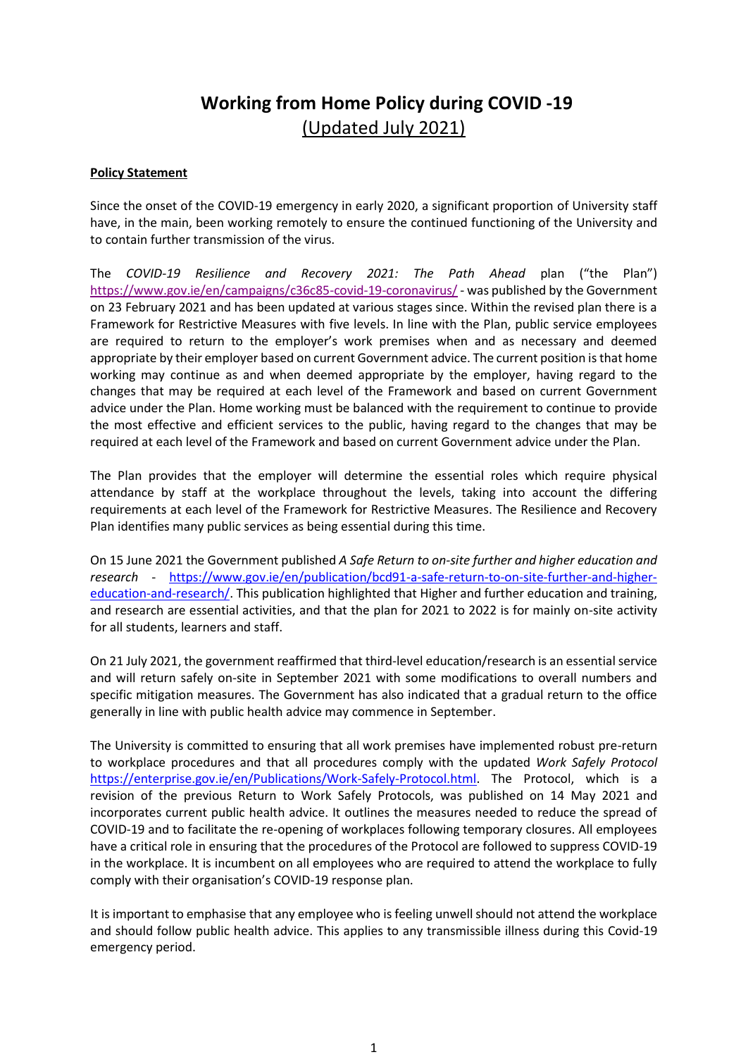# Working from Home Policy during COVID -19

(Updated July 2021)

**Policy Statement**

Since the onset of the COVID-19 emergency in early 2020, a significant proportion of University staff have, in the main, been working remotely to ensure the continued functioning of the University and to contain further transmission of the virus.

The *COVID-19 Resilience and Recovery 2021: The Path Ahead* plan ("the Plan") https://www.gov.ie/en/campaigns/c36c85-covid-19-coronavirus/ - was published by the Government on 23 February 2021 and has been updated at various stages since. Within the revised plan there is a Framework for Restrictive Measures with five levels. In line with the Plan, public service employees are required to return to the employer's work premises when and as necessary and deemed appropriate by their employer based on current Government advice. The current position is that home working may continue as and when deemed appropriate by the employer, having regard to the changes that may be required at each level of the Framework and based on current Government advice under the Plan. Home working must be balanced with the requirement to continue to provide the most effective and efficient services to the public, having regard to the changes that may be required at each level of the Framework and based on current Government advice under the Plan.

The Plan provides that the employer will determine the essential roles which require physical attendance by staff at the workplace throughout the levels, taking into account the differing requirements at each level of the Framework for Restrictive Measures. The Resilience and Recovery Plan identifies many public services as being essential during this time.

On 15 June 2021 the Government published *A Safe Return to on-site further and higher education and research* - https://www.gov.ie/en/publication/bcd91-a-safe-return-to-on-site-further-and-higher-education-and-research/. This publication highlighted that Higher and further education and training, and research are essential activities, and that the plan for 2021 to 2022 is for mainly on-site activity for all students, learners and staff.

On 21 July 2021, the government reaffirmed that third-level education/research is an essential service and will return safely on-site in September 2021 with some modifications to overall numbers and specific mitigation measures. The Government has also indicated that a gradual return to the office generally in line with public health advice may commence in September.

The University is committed to ensuring that all work premises have implemented robust pre-return to workplace procedures and that all procedures comply with the updated *Work Safely Protocol* https://enterprise.gov.ie/en/Publications/Work-Safely-Protocol.html. The Protocol, which is a revision of the previous Return to Work Safely Protocols, was published on 14 May 2021 and incorporates current public health advice. It outlines the measures needed to reduce the spread of COVID-19 and to facilitate the re-opening of workplaces following temporary closures. All employees have a critical role in ensuring that the procedures of the Protocol are followed to suppress COVID-19 in the workplace. It is incumbent on all employees who are required to attend the workplace to fully comply with their organisation's COVID-19 response plan.

It is important to emphasise that any employee who is feeling unwell should not attend the workplace and should follow public health advice. This applies to any transmissible illness during this Covid-19 emergency period.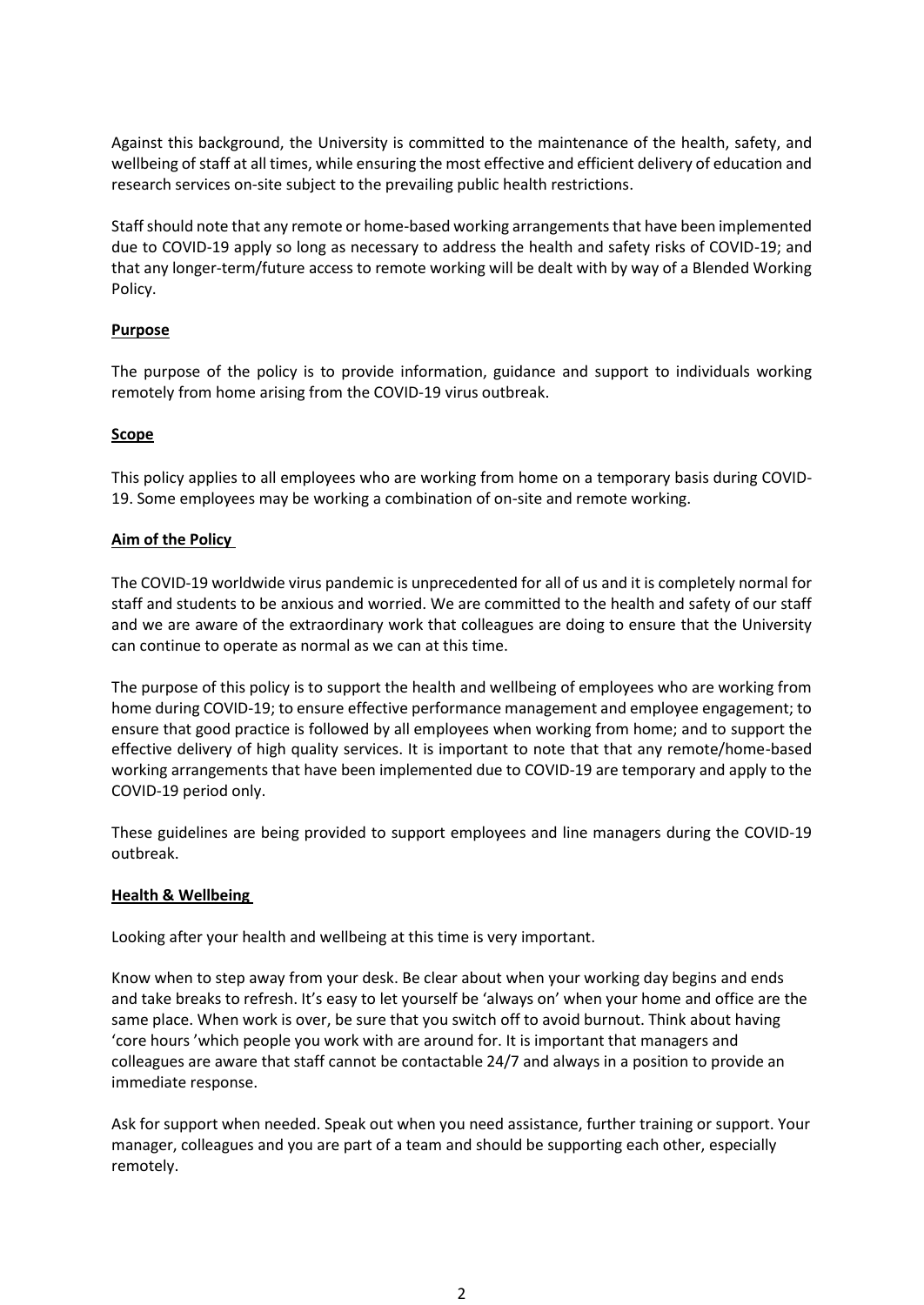Against this background, the University is committed to the maintenance of the health, safety, and wellbeing of staff at all times, while ensuring the most effective and efficient delivery of education and research services on-site subject to the prevailing public health restrictions.

Staff should note that any remote or home-based working arrangements that have been implemented due to COVID-19 apply so long as necessary to address the health and safety risks of COVID-19; and that any longer-term/future access to remote working will be dealt with by way of a Blended Working Policy.

## Purpose

The purpose of the policy is to provide information, guidance and support to individuals working remotely from home arising from the COVID-19 virus outbreak.

## Scope

This policy applies to all employees who are working from home on a temporary basis during COVID-19. Some employees may be working a combination of on-site and remote working.

## Aim of the Policy

The COVID-19 worldwide virus pandemic is unprecedented for all of us and it is completely normal for staff and students to be anxious and worried. We are committed to the health and safety of our staff and we are aware of the extraordinary work that colleagues are doing to ensure that the University can continue to operate as normal as we can at this time.

The purpose of this policy is to support the health and wellbeing of employees who are working from home during COVID-19; to ensure effective performance management and employee engagement; to ensure that good practice is followed by all employees when working from home; and to support the effective delivery of high quality services. It is important to note that that any remote/home-based working arrangements that have been implemented due to COVID-19 are temporary and apply to the COVID-19 period only.

These guidelines are being provided to support employees and line managers during the COVID-19 outbreak.

## Health & Wellbeing

Looking after your health and wellbeing at this time is very important.

Know when to step away from your desk. Be clear about when your working day begins and ends and take breaks to refresh. It's easy to let yourself be 'always on' when your home and office are the same place. When work is over, be sure that you switch off to avoid burnout. Think about having 'core hours 'which people you work with are around for. It is important that managers and colleagues are aware that staff cannot be contactable 24/7 and always in a position to provide an immediate response.

Ask for support when needed. Speak out when you need assistance, further training or support. Your manager, colleagues and you are part of a team and should be supporting each other, especially remotely.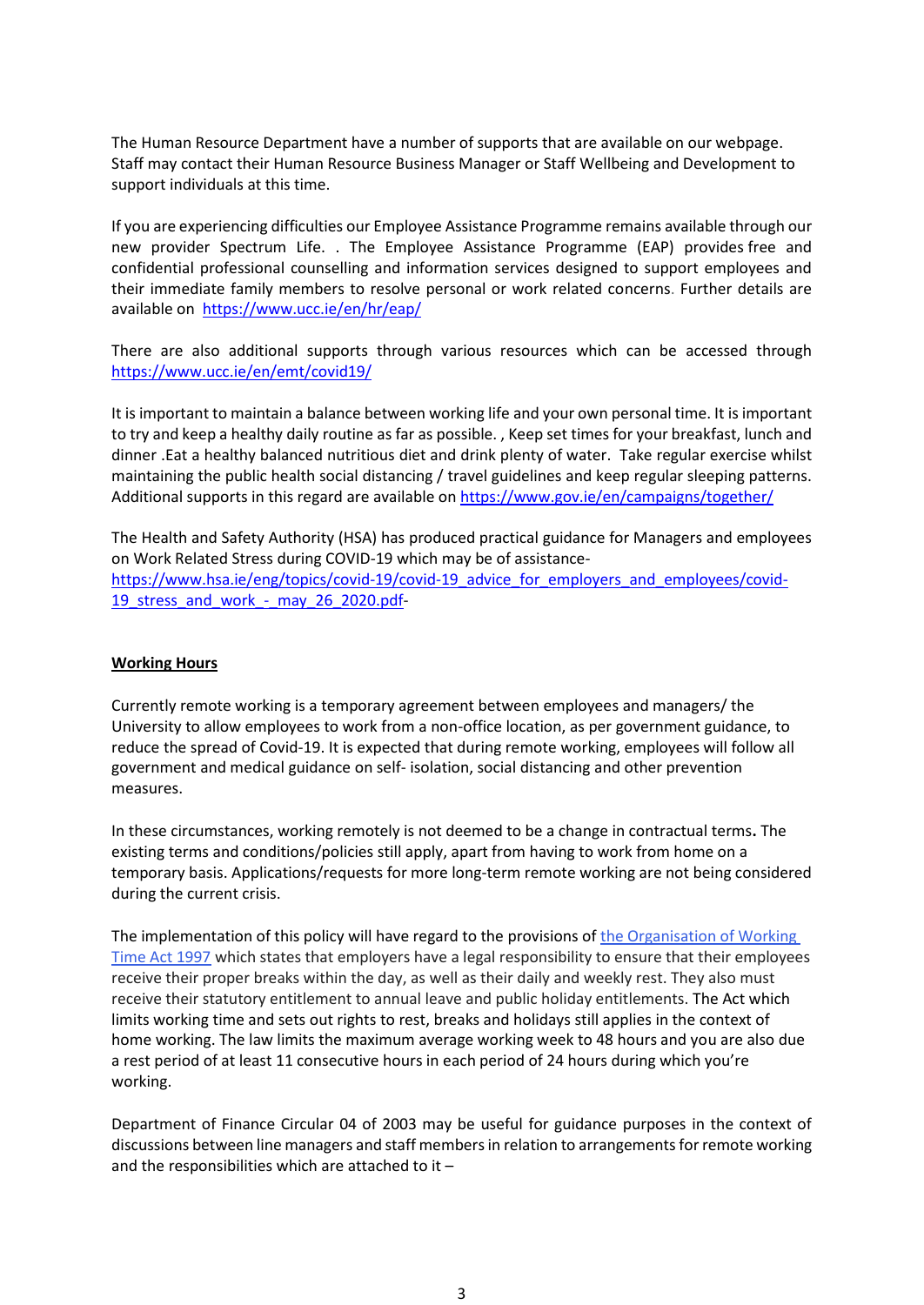The Human Resource Department have a number of supports that are available on our webpage. Staff may contact their Human Resource Business Manager or Staff Wellbeing and Development to support individuals at this time.

If you are experiencing difficulties our Employee Assistance Programme remains available through our new provider Spectrum Life. . The Employee Assistance Programme (EAP) provides free and confidential professional counselling and information services designed to support employees and their immediate family members to resolve personal or work related concerns. Further details are available on [https://www.ucc.ie/en/hr/eap/](https://www.ucc.ie/en/hr/eap/)

There are also additional supports through various resources which can be accessed through [https://www.ucc.ie/en/emt/covid19/](https://www.ucc.ie/en/emt/covid19/)

It is important to maintain a balance between working life and your own personal time. It is important to try and keep a healthy daily routine as far as possible. , Keep set times for your breakfast, lunch and dinner .Eat a healthy balanced nutritious diet and drink plenty of water. Take regular exercise whilst maintaining the public health social distancing / travel guidelines and keep regular sleeping patterns. Additional supports in this regard are available on [https://www.gov.ie/en/campaigns/together/](https://www.gov.ie/en/campaigns/together/)

The Health and Safety Authority (HSA) has produced practical guidance for Managers and employees on Work Related Stress during COVID-19 which may be of assistance- [https://www.hsa.ie/eng/topics/covid-19/covid-19_advice_for_employers_and_employees/covid-19_stress_and_work_-_may_26_2020.pdf](https://www.hsa.ie/eng/topics/covid-19/covid-19_advice_for_employers_and_employees/covid-19_stress_and_work_-_may_26_2020.pdf)-

## Working Hours

Currently remote working is a temporary agreement between employees and managers/ the University to allow employees to work from a non-office location, as per government guidance, to reduce the spread of Covid-19. It is expected that during remote working, employees will follow all government and medical guidance on self- isolation, social distancing and other prevention measures.

In these circumstances, working remotely is not deemed to be a change in contractual terms**.** The existing terms and conditions/policies still apply, apart from having to work from home on a temporary basis. Applications/requests for more long-term remote working are not being considered during the current crisis.

The implementation of this policy will have regard to the provisions of the Organisation of Working Time Act 1997 which states that employers have a legal responsibility to ensure that their employees receive their proper breaks within the day, as well as their daily and weekly rest. They also must receive their statutory entitlement to annual leave and public holiday entitlements. The Act which limits working time and sets out rights to rest, breaks and holidays still applies in the context of home working. The law limits the maximum average working week to 48 hours and you are also due a rest period of at least 11 consecutive hours in each period of 24 hours during which you're working.

Department of Finance Circular 04 of 2003 may be useful for guidance purposes in the context of discussions between line managers and staff members in relation to arrangements for remote working and the responsibilities which are attached to it –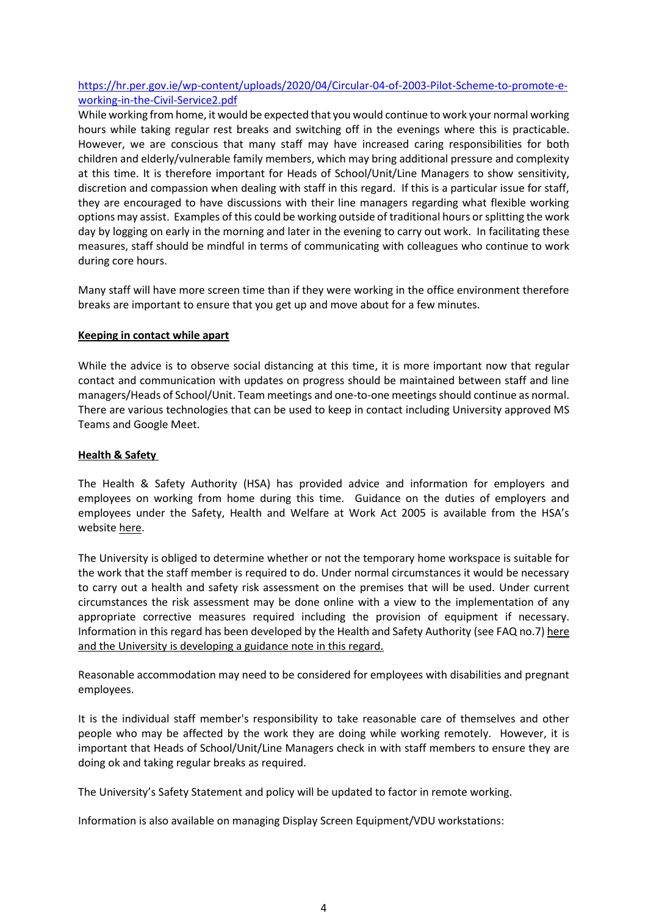[https://hr.per.gov.ie/wp-content/uploads/2020/04/Circular-04-of-2003-Pilot-Scheme-to-promote-e-working-in-the-Civil-Service2.pdf](https://hr.per.gov.ie/wp-content/uploads/2020/04/Circular-04-of-2003-Pilot-Scheme-to-promote-e-working-in-the-Civil-Service2.pdf)

While working from home, it would be expected that you would continue to work your normal working hours while taking regular rest breaks and switching off in the evenings where this is practicable. However, we are conscious that many staff may have increased caring responsibilities for both children and elderly/vulnerable family members, which may bring additional pressure and complexity at this time. It is therefore important for Heads of School/Unit/Line Managers to show sensitivity, discretion and compassion when dealing with staff in this regard. If this is a particular issue for staff, they are encouraged to have discussions with their line managers regarding what flexible working options may assist. Examples of this could be working outside of traditional hours or splitting the work day by logging on early in the morning and later in the evening to carry out work. In facilitating these measures, staff should be mindful in terms of communicating with colleagues who continue to work during core hours.

Many staff will have more screen time than if they were working in the office environment therefore breaks are important to ensure that you get up and move about for a few minutes.

## Keeping in contact while apart

While the advice is to observe social distancing at this time, it is more important now that regular contact and communication with updates on progress should be maintained between staff and line managers/Heads of School/Unit. Team meetings and one-to-one meetings should continue as normal. There are various technologies that can be used to keep in contact including University approved MS Teams and Google Meet.

## Health & Safety

The Health & Safety Authority (HSA) has provided advice and information for employers and employees on working from home during this time. Guidance on the duties of employers and employees under the Safety, Health and Welfare at Work Act 2005 is available from the HSA's website here.

The University is obliged to determine whether or not the temporary home workspace is suitable for the work that the staff member is required to do. Under normal circumstances it would be necessary to carry out a health and safety risk assessment on the premises that will be used. Under current circumstances the risk assessment may be done online with a view to the implementation of any appropriate corrective measures required including the provision of equipment if necessary. Information in this regard has been developed by the Health and Safety Authority (see FAQ no.7) here and the University is developing a guidance note in this regard.

Reasonable accommodation may need to be considered for employees with disabilities and pregnant employees.

It is the individual staff member's responsibility to take reasonable care of themselves and other people who may be affected by the work they are doing while working remotely. However, it is important that Heads of School/Unit/Line Managers check in with staff members to ensure they are doing ok and taking regular breaks as required.

The University's Safety Statement and policy will be updated to factor in remote working.

Information is also available on managing Display Screen Equipment/VDU workstations: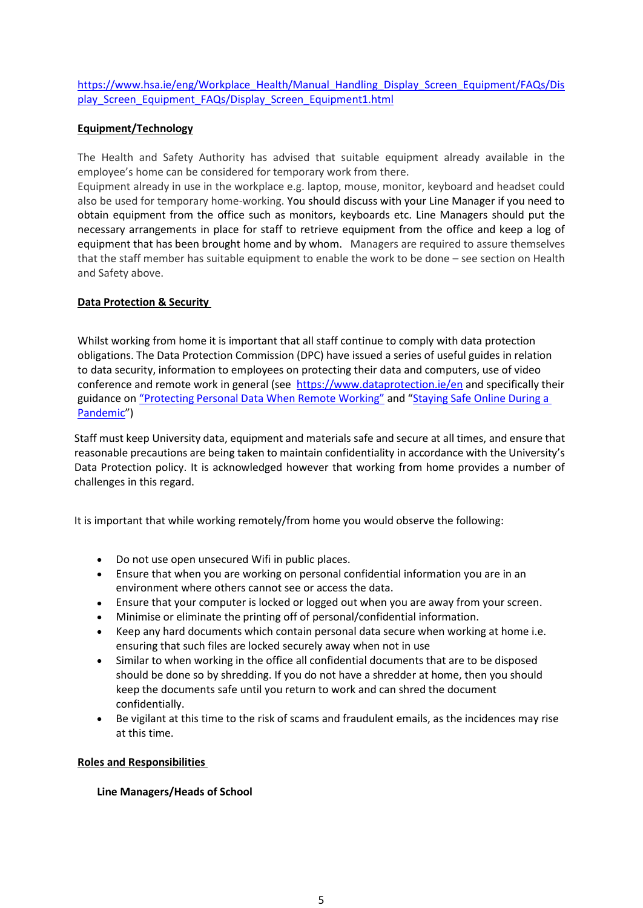https://www.hsa.ie/eng/Workplace_Health/Manual_Handling_Display_Screen_Equipment/FAQs/Display_Screen_Equipment_FAQs/Display_Screen_Equipment1.html

## Equipment/Technology

The Health and Safety Authority has advised that suitable equipment already available in the employee's home can be considered for temporary work from there.
Equipment already in use in the workplace e.g. laptop, mouse, monitor, keyboard and headset could also be used for temporary home-working. You should discuss with your Line Manager if you need to obtain equipment from the office such as monitors, keyboards etc. Line Managers should put the necessary arrangements in place for staff to retrieve equipment from the office and keep a log of equipment that has been brought home and by whom. Managers are required to assure themselves that the staff member has suitable equipment to enable the work to be done – see section on Health and Safety above.

## Data Protection & Security

Whilst working from home it is important that all staff continue to comply with data protection obligations. The Data Protection Commission (DPC) have issued a series of useful guides in relation to data security, information to employees on protecting their data and computers, use of video conference and remote work in general (see https://www.dataprotection.ie/en and specifically their guidance on "Protecting Personal Data When Remote Working" and "Staying Safe Online During a Pandemic")

Staff must keep University data, equipment and materials safe and secure at all times, and ensure that reasonable precautions are being taken to maintain confidentiality in accordance with the University's Data Protection policy. It is acknowledged however that working from home provides a number of challenges in this regard.

It is important that while working remotely/from home you would observe the following:

- Do not use open unsecured Wifi in public places.
- Ensure that when you are working on personal confidential information you are in an environment where others cannot see or access the data.
- Ensure that your computer is locked or logged out when you are away from your screen.
- Minimise or eliminate the printing off of personal/confidential information.
- Keep any hard documents which contain personal data secure when working at home i.e. ensuring that such files are locked securely away when not in use
- Similar to when working in the office all confidential documents that are to be disposed should be done so by shredding. If you do not have a shredder at home, then you should keep the documents safe until you return to work and can shred the document confidentially.
- Be vigilant at this time to the risk of scams and fraudulent emails, as the incidences may rise at this time.

## Roles and Responsibilities

### Line Managers/Heads of School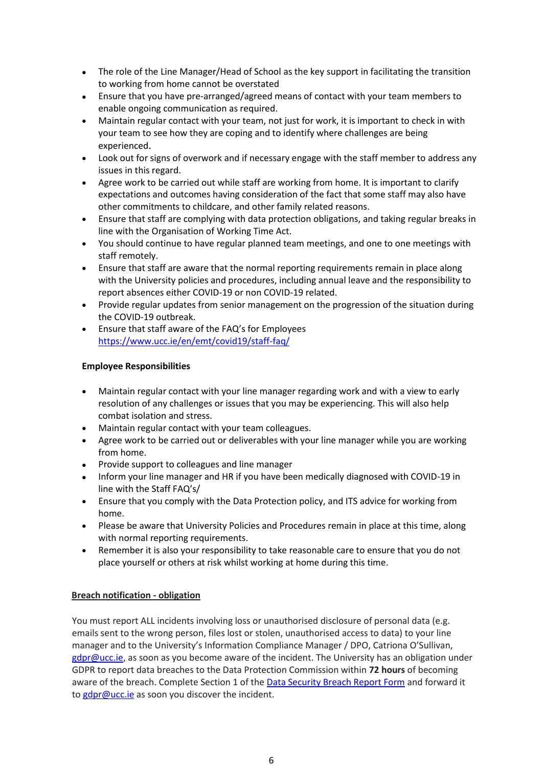- The role of the Line Manager/Head of School as the key support in facilitating the transition to working from home cannot be overstated
- Ensure that you have pre-arranged/agreed means of contact with your team members to enable ongoing communication as required.
- Maintain regular contact with your team, not just for work, it is important to check in with your team to see how they are coping and to identify where challenges are being experienced.
- Look out for signs of overwork and if necessary engage with the staff member to address any issues in this regard.
- Agree work to be carried out while staff are working from home. It is important to clarify expectations and outcomes having consideration of the fact that some staff may also have other commitments to childcare, and other family related reasons.
- Ensure that staff are complying with data protection obligations, and taking regular breaks in line with the Organisation of Working Time Act.
- You should continue to have regular planned team meetings, and one to one meetings with staff remotely.
- Ensure that staff are aware that the normal reporting requirements remain in place along with the University policies and procedures, including annual leave and the responsibility to report absences either COVID-19 or non COVID-19 related.
- Provide regular updates from senior management on the progression of the situation during the COVID-19 outbreak.
- Ensure that staff aware of the FAQ's for Employees [https://www.ucc.ie/en/emt/covid19/staff-faq/](https://www.ucc.ie/en/emt/covid19/staff-faq/)

**Employee Responsibilities**

- Maintain regular contact with your line manager regarding work and with a view to early resolution of any challenges or issues that you may be experiencing. This will also help combat isolation and stress.
- Maintain regular contact with your team colleagues.
- Agree work to be carried out or deliverables with your line manager while you are working from home.
- Provide support to colleagues and line manager
- Inform your line manager and HR if you have been medically diagnosed with COVID-19 in line with the Staff FAQ's/
- Ensure that you comply with the Data Protection policy, and ITS advice for working from home.
- Please be aware that University Policies and Procedures remain in place at this time, along with normal reporting requirements.
- Remember it is also your responsibility to take reasonable care to ensure that you do not place yourself or others at risk whilst working at home during this time.

**Breach notification - obligation**

You must report ALL incidents involving loss or unauthorised disclosure of personal data (e.g. emails sent to the wrong person, files lost or stolen, unauthorised access to data) to your line manager and to the University's Information Compliance Manager / DPO, Catriona O'Sullivan, [gdpr@ucc.ie](mailto:gdpr@ucc.ie), as soon as you become aware of the incident. The University has an obligation under GDPR to report data breaches to the Data Protection Commission within **72 hours** of becoming aware of the breach. Complete Section 1 of the Data Security Breach Report Form and forward it to [gdpr@ucc.ie](mailto:gdpr@ucc.ie) as soon you discover the incident.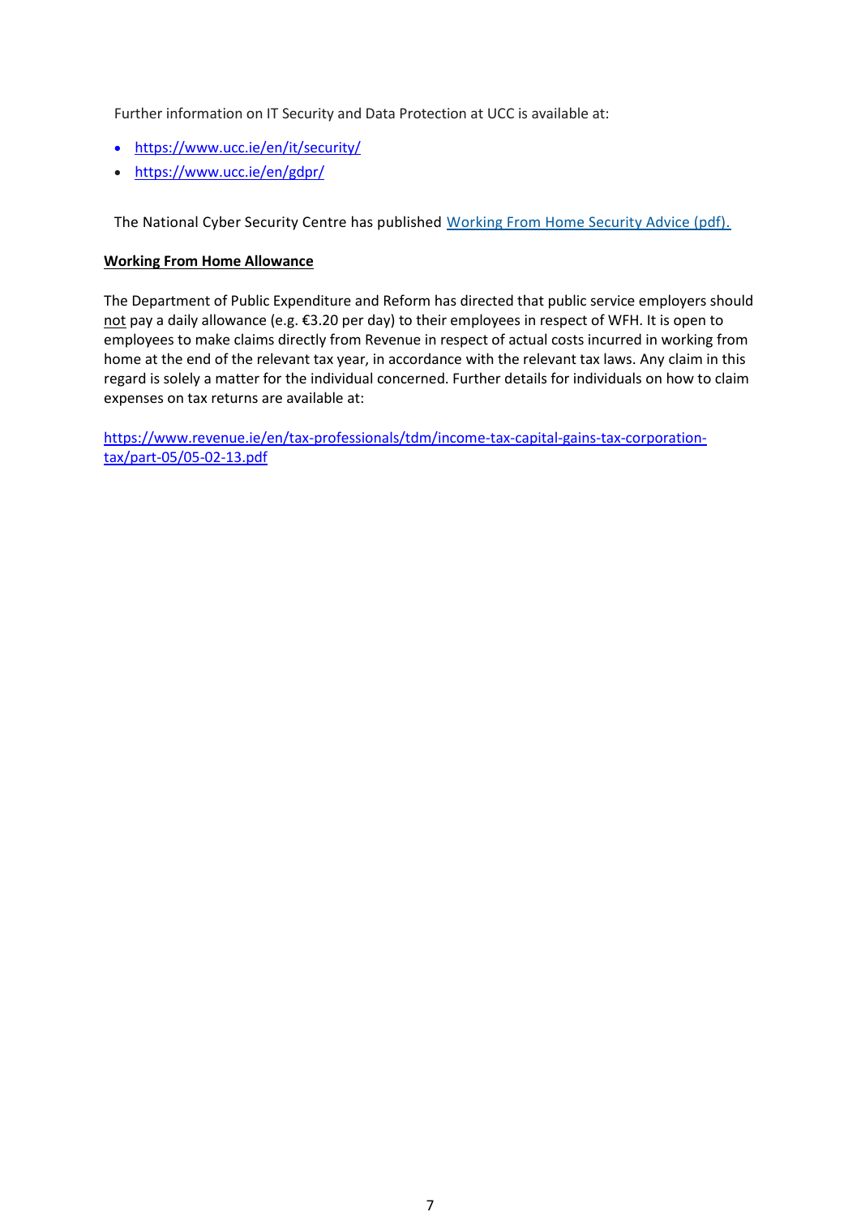Further information on IT Security and Data Protection at UCC is available at:

- https://www.ucc.ie/en/it/security/
- https://www.ucc.ie/en/gdpr/

The National Cyber Security Centre has published [Working From Home Security Advice (pdf).]

**Working From Home Allowance**

The Department of Public Expenditure and Reform has directed that public service employers should not pay a daily allowance (e.g. €3.20 per day) to their employees in respect of WFH. It is open to employees to make claims directly from Revenue in respect of actual costs incurred in working from home at the end of the relevant tax year, in accordance with the relevant tax laws. Any claim in this regard is solely a matter for the individual concerned. Further details for individuals on how to claim expenses on tax returns are available at:

https://www.revenue.ie/en/tax-professionals/tdm/income-tax-capital-gains-tax-corporation-tax/part-05/05-02-13.pdf